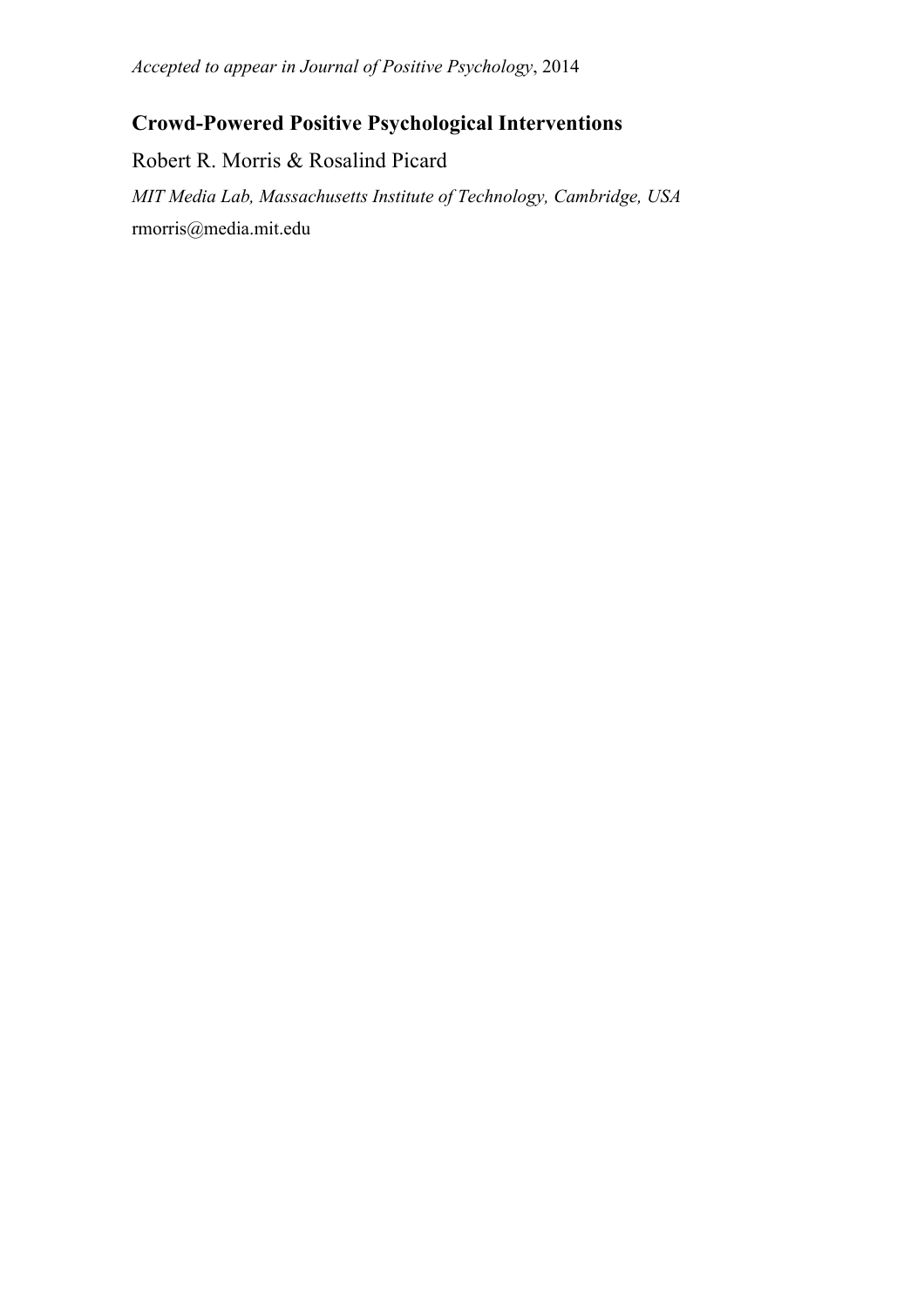*Accepted to appear in Journal of Positive Psychology*, 2014

# Crowd-Powered Positive Psychological Interventions

Robert R. Morris & Rosalind Picard

*MIT Media Lab, Massachusetts Institute of Technology, Cambridge, USA*

rmorris@media.mit.edu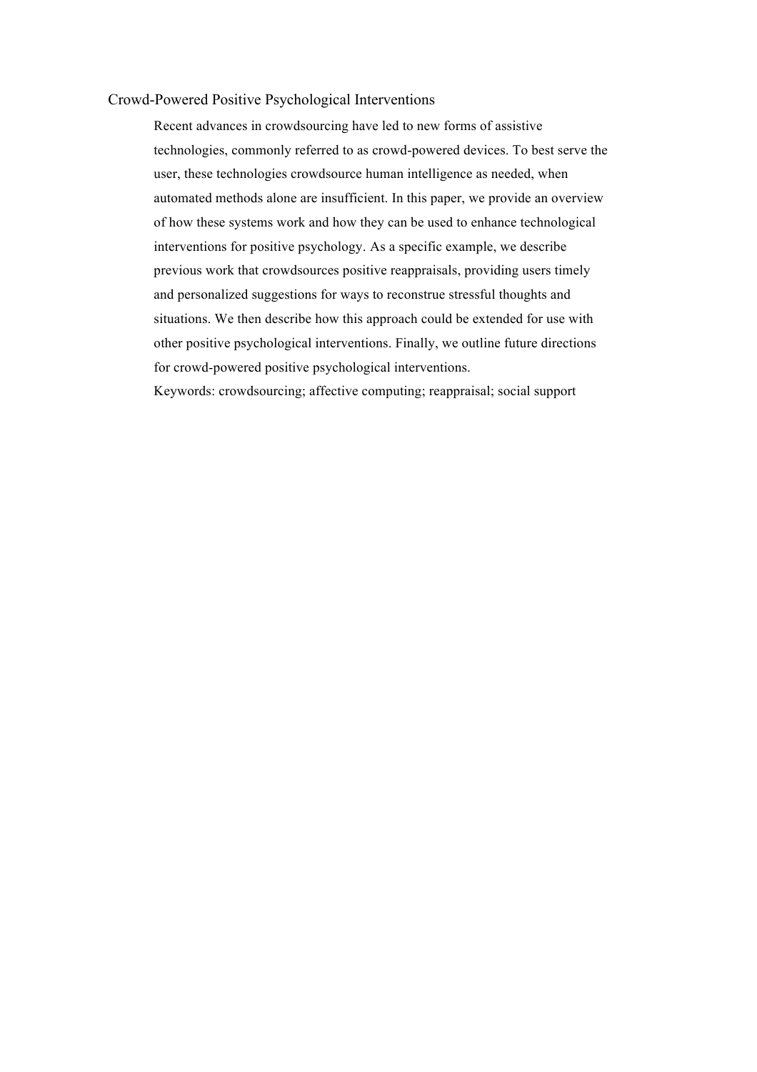# Crowd-Powered Positive Psychological Interventions

Recent advances in crowdsourcing have led to new forms of assistive technologies, commonly referred to as crowd-powered devices. To best serve the user, these technologies crowdsource human intelligence as needed, when automated methods alone are insufficient. In this paper, we provide an overview of how these systems work and how they can be used to enhance technological interventions for positive psychology. As a specific example, we describe previous work that crowdsources positive reappraisals, providing users timely and personalized suggestions for ways to reconstrue stressful thoughts and situations. We then describe how this approach could be extended for use with other positive psychological interventions. Finally, we outline future directions for crowd-powered positive psychological interventions.

Keywords: crowdsourcing; affective computing; reappraisal; social support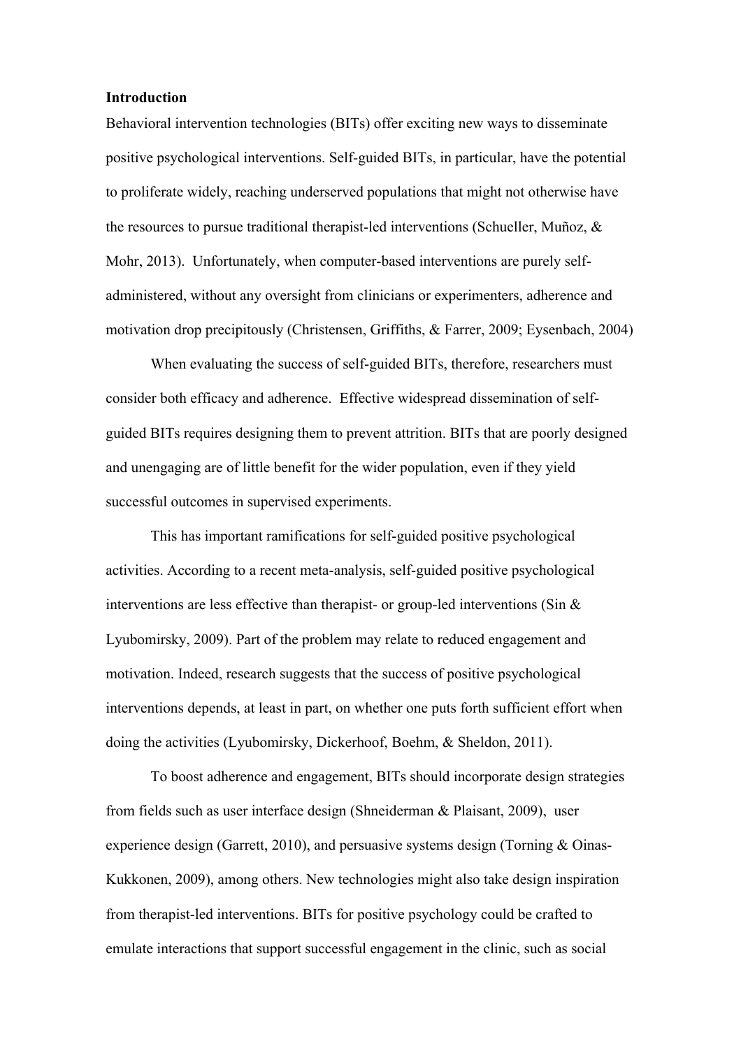**Introduction**

Behavioral intervention technologies (BITs) offer exciting new ways to disseminate positive psychological interventions. Self-guided BITs, in particular, have the potential to proliferate widely, reaching underserved populations that might not otherwise have the resources to pursue traditional therapist-led interventions (Schueller, Muñoz, & Mohr, 2013). Unfortunately, when computer-based interventions are purely self-administered, without any oversight from clinicians or experimenters, adherence and motivation drop precipitously (Christensen, Griffiths, & Farrer, 2009; Eysenbach, 2004)

When evaluating the success of self-guided BITs, therefore, researchers must consider both efficacy and adherence. Effective widespread dissemination of self-guided BITs requires designing them to prevent attrition. BITs that are poorly designed and unengaging are of little benefit for the wider population, even if they yield successful outcomes in supervised experiments.

This has important ramifications for self-guided positive psychological activities. According to a recent meta-analysis, self-guided positive psychological interventions are less effective than therapist- or group-led interventions (Sin & Lyubomirsky, 2009). Part of the problem may relate to reduced engagement and motivation. Indeed, research suggests that the success of positive psychological interventions depends, at least in part, on whether one puts forth sufficient effort when doing the activities (Lyubomirsky, Dickerhoof, Boehm, & Sheldon, 2011).

To boost adherence and engagement, BITs should incorporate design strategies from fields such as user interface design (Shneiderman & Plaisant, 2009), user experience design (Garrett, 2010), and persuasive systems design (Torning & Oinas-Kukkonen, 2009), among others. New technologies might also take design inspiration from therapist-led interventions. BITs for positive psychology could be crafted to emulate interactions that support successful engagement in the clinic, such as social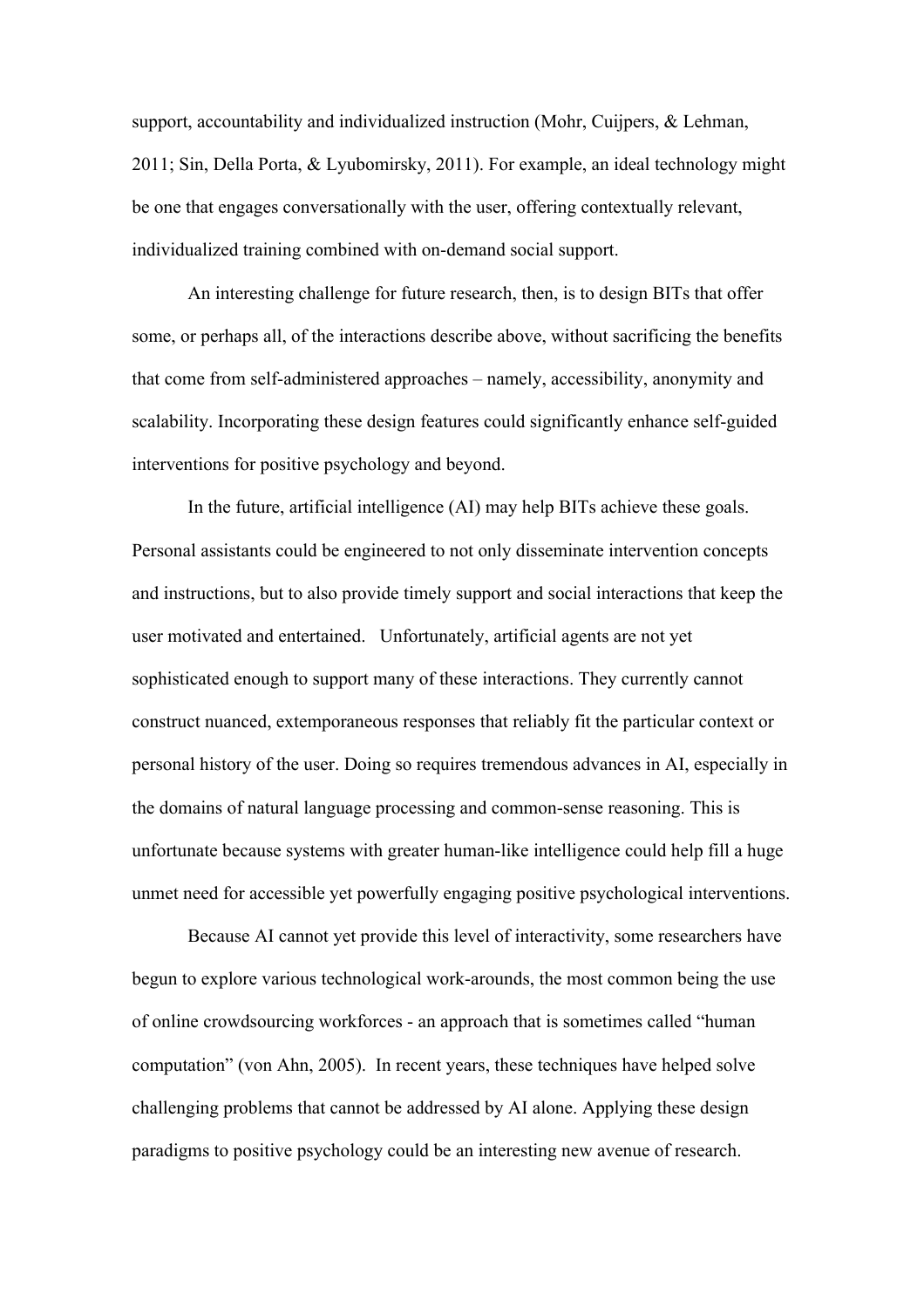support, accountability and individualized instruction (Mohr, Cuijpers, & Lehman, 2011; Sin, Della Porta, & Lyubomirsky, 2011). For example, an ideal technology might be one that engages conversationally with the user, offering contextually relevant, individualized training combined with on-demand social support.

An interesting challenge for future research, then, is to design BITs that offer some, or perhaps all, of the interactions describe above, without sacrificing the benefits that come from self-administered approaches – namely, accessibility, anonymity and scalability. Incorporating these design features could significantly enhance self-guided interventions for positive psychology and beyond.

In the future, artificial intelligence (AI) may help BITs achieve these goals. Personal assistants could be engineered to not only disseminate intervention concepts and instructions, but to also provide timely support and social interactions that keep the user motivated and entertained. Unfortunately, artificial agents are not yet sophisticated enough to support many of these interactions. They currently cannot construct nuanced, extemporaneous responses that reliably fit the particular context or personal history of the user. Doing so requires tremendous advances in AI, especially in the domains of natural language processing and common-sense reasoning. This is unfortunate because systems with greater human-like intelligence could help fill a huge unmet need for accessible yet powerfully engaging positive psychological interventions.

Because AI cannot yet provide this level of interactivity, some researchers have begun to explore various technological work-arounds, the most common being the use of online crowdsourcing workforces - an approach that is sometimes called "human computation" (von Ahn, 2005). In recent years, these techniques have helped solve challenging problems that cannot be addressed by AI alone. Applying these design paradigms to positive psychology could be an interesting new avenue of research.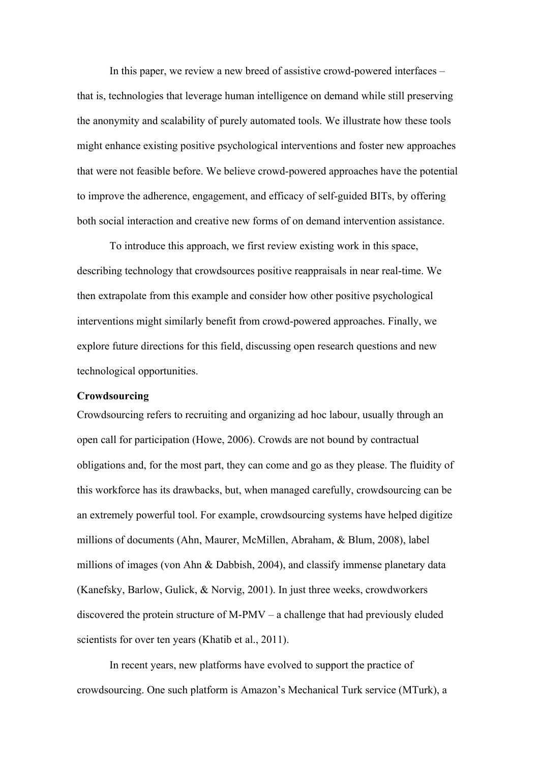In this paper, we review a new breed of assistive crowd-powered interfaces – that is, technologies that leverage human intelligence on demand while still preserving the anonymity and scalability of purely automated tools. We illustrate how these tools might enhance existing positive psychological interventions and foster new approaches that were not feasible before. We believe crowd-powered approaches have the potential to improve the adherence, engagement, and efficacy of self-guided BITs, by offering both social interaction and creative new forms of on demand intervention assistance.

To introduce this approach, we first review existing work in this space, describing technology that crowdsources positive reappraisals in near real-time. We then extrapolate from this example and consider how other positive psychological interventions might similarly benefit from crowd-powered approaches. Finally, we explore future directions for this field, discussing open research questions and new technological opportunities.

**Crowdsourcing**

Crowdsourcing refers to recruiting and organizing ad hoc labour, usually through an open call for participation (Howe, 2006). Crowds are not bound by contractual obligations and, for the most part, they can come and go as they please. The fluidity of this workforce has its drawbacks, but, when managed carefully, crowdsourcing can be an extremely powerful tool. For example, crowdsourcing systems have helped digitize millions of documents (Ahn, Maurer, McMillen, Abraham, & Blum, 2008), label millions of images (von Ahn & Dabbish, 2004), and classify immense planetary data (Kanefsky, Barlow, Gulick, & Norvig, 2001). In just three weeks, crowdworkers discovered the protein structure of M-PMV – a challenge that had previously eluded scientists for over ten years (Khatib et al., 2011).

In recent years, new platforms have evolved to support the practice of crowdsourcing. One such platform is Amazon's Mechanical Turk service (MTurk), a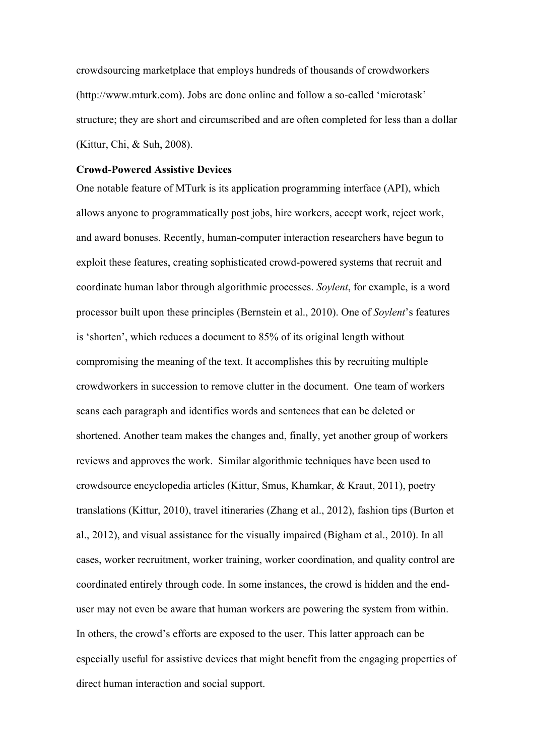crowdsourcing marketplace that employs hundreds of thousands of crowdworkers (http://www.mturk.com). Jobs are done online and follow a so-called 'microtask' structure; they are short and circumscribed and are often completed for less than a dollar (Kittur, Chi, & Suh, 2008).

**Crowd-Powered Assistive Devices**

One notable feature of MTurk is its application programming interface (API), which allows anyone to programmatically post jobs, hire workers, accept work, reject work, and award bonuses. Recently, human-computer interaction researchers have begun to exploit these features, creating sophisticated crowd-powered systems that recruit and coordinate human labor through algorithmic processes. *Soylent*, for example, is a word processor built upon these principles (Bernstein et al., 2010). One of *Soylent*'s features is 'shorten', which reduces a document to 85% of its original length without compromising the meaning of the text. It accomplishes this by recruiting multiple crowdworkers in succession to remove clutter in the document. One team of workers scans each paragraph and identifies words and sentences that can be deleted or shortened. Another team makes the changes and, finally, yet another group of workers reviews and approves the work. Similar algorithmic techniques have been used to crowdsource encyclopedia articles (Kittur, Smus, Khamkar, & Kraut, 2011), poetry translations (Kittur, 2010), travel itineraries (Zhang et al., 2012), fashion tips (Burton et al., 2012), and visual assistance for the visually impaired (Bigham et al., 2010). In all cases, worker recruitment, worker training, worker coordination, and quality control are coordinated entirely through code. In some instances, the crowd is hidden and the end-user may not even be aware that human workers are powering the system from within. In others, the crowd's efforts are exposed to the user. This latter approach can be especially useful for assistive devices that might benefit from the engaging properties of direct human interaction and social support.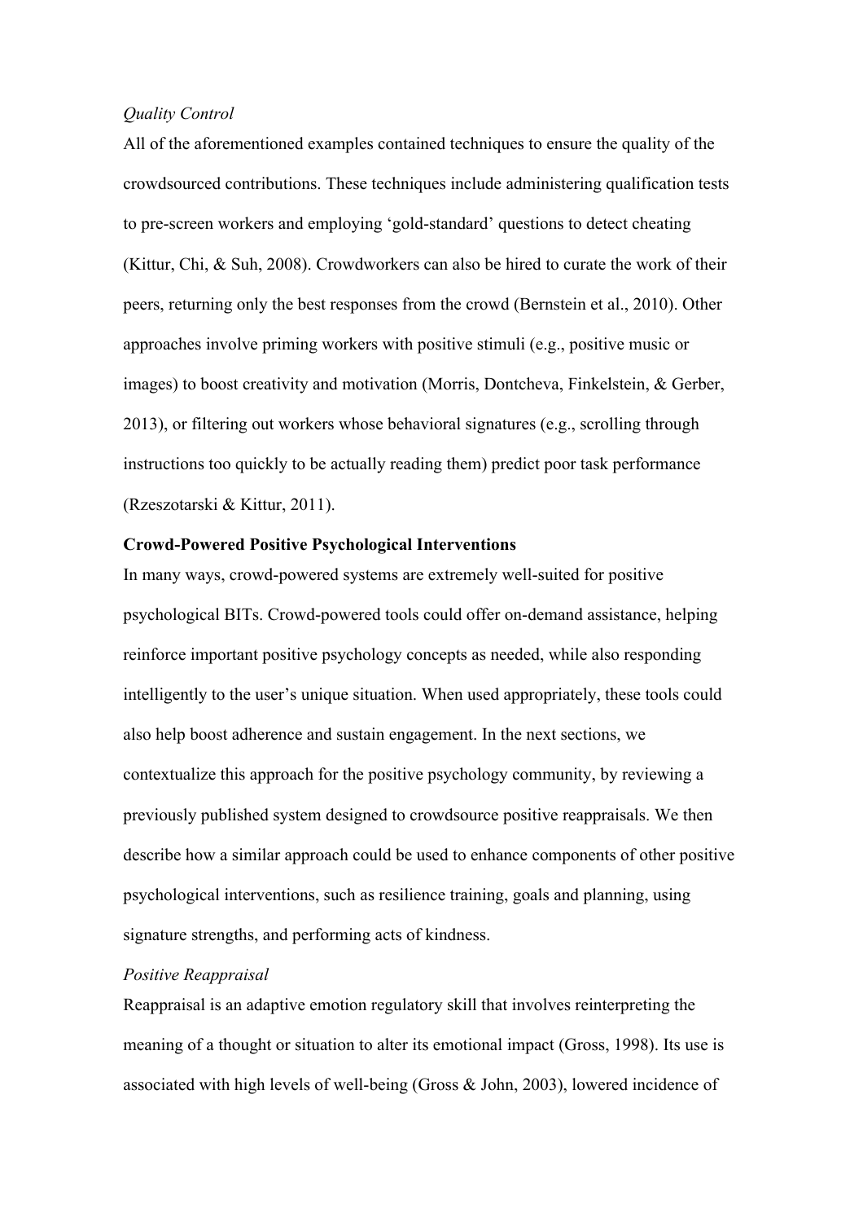*Quality Control*

All of the aforementioned examples contained techniques to ensure the quality of the crowdsourced contributions. These techniques include administering qualification tests to pre-screen workers and employing 'gold-standard' questions to detect cheating (Kittur, Chi, & Suh, 2008). Crowdworkers can also be hired to curate the work of their peers, returning only the best responses from the crowd (Bernstein et al., 2010). Other approaches involve priming workers with positive stimuli (e.g., positive music or images) to boost creativity and motivation (Morris, Dontcheva, Finkelstein, & Gerber, 2013), or filtering out workers whose behavioral signatures (e.g., scrolling through instructions too quickly to be actually reading them) predict poor task performance (Rzeszotarski & Kittur, 2011).

**Crowd-Powered Positive Psychological Interventions**

In many ways, crowd-powered systems are extremely well-suited for positive psychological BITs. Crowd-powered tools could offer on-demand assistance, helping reinforce important positive psychology concepts as needed, while also responding intelligently to the user's unique situation. When used appropriately, these tools could also help boost adherence and sustain engagement. In the next sections, we contextualize this approach for the positive psychology community, by reviewing a previously published system designed to crowdsource positive reappraisals. We then describe how a similar approach could be used to enhance components of other positive psychological interventions, such as resilience training, goals and planning, using signature strengths, and performing acts of kindness.

*Positive Reappraisal*

Reappraisal is an adaptive emotion regulatory skill that involves reinterpreting the meaning of a thought or situation to alter its emotional impact (Gross, 1998). Its use is associated with high levels of well-being (Gross & John, 2003), lowered incidence of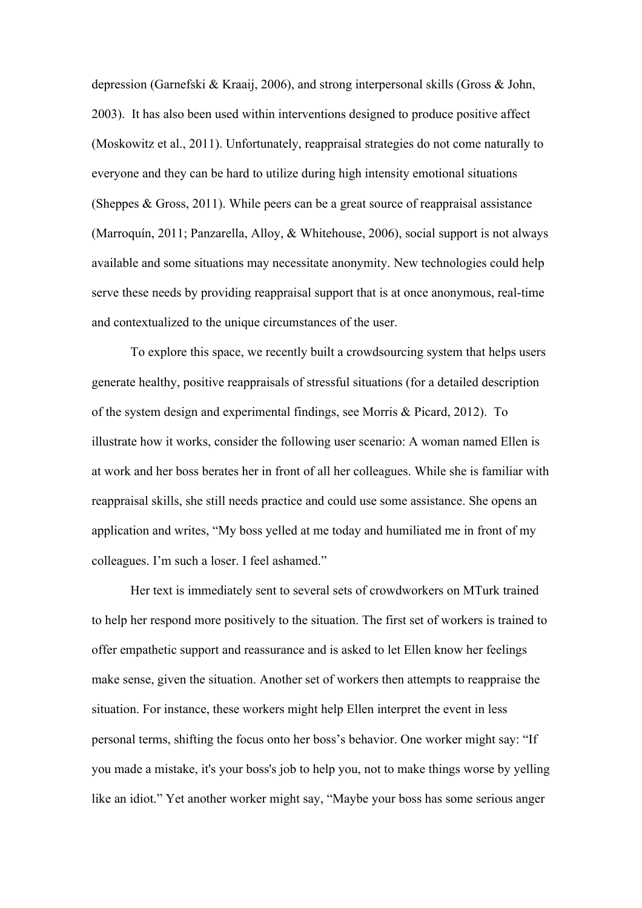depression (Garnefski & Kraaij, 2006), and strong interpersonal skills (Gross & John, 2003). It has also been used within interventions designed to produce positive affect (Moskowitz et al., 2011). Unfortunately, reappraisal strategies do not come naturally to everyone and they can be hard to utilize during high intensity emotional situations (Sheppes & Gross, 2011). While peers can be a great source of reappraisal assistance (Marroquín, 2011; Panzarella, Alloy, & Whitehouse, 2006), social support is not always available and some situations may necessitate anonymity. New technologies could help serve these needs by providing reappraisal support that is at once anonymous, real-time and contextualized to the unique circumstances of the user.

To explore this space, we recently built a crowdsourcing system that helps users generate healthy, positive reappraisals of stressful situations (for a detailed description of the system design and experimental findings, see Morris & Picard, 2012). To illustrate how it works, consider the following user scenario: A woman named Ellen is at work and her boss berates her in front of all her colleagues. While she is familiar with reappraisal skills, she still needs practice and could use some assistance. She opens an application and writes, "My boss yelled at me today and humiliated me in front of my colleagues. I'm such a loser. I feel ashamed."

Her text is immediately sent to several sets of crowdworkers on MTurk trained to help her respond more positively to the situation. The first set of workers is trained to offer empathetic support and reassurance and is asked to let Ellen know her feelings make sense, given the situation. Another set of workers then attempts to reappraise the situation. For instance, these workers might help Ellen interpret the event in less personal terms, shifting the focus onto her boss's behavior. One worker might say: "If you made a mistake, it's your boss's job to help you, not to make things worse by yelling like an idiot." Yet another worker might say, "Maybe your boss has some serious anger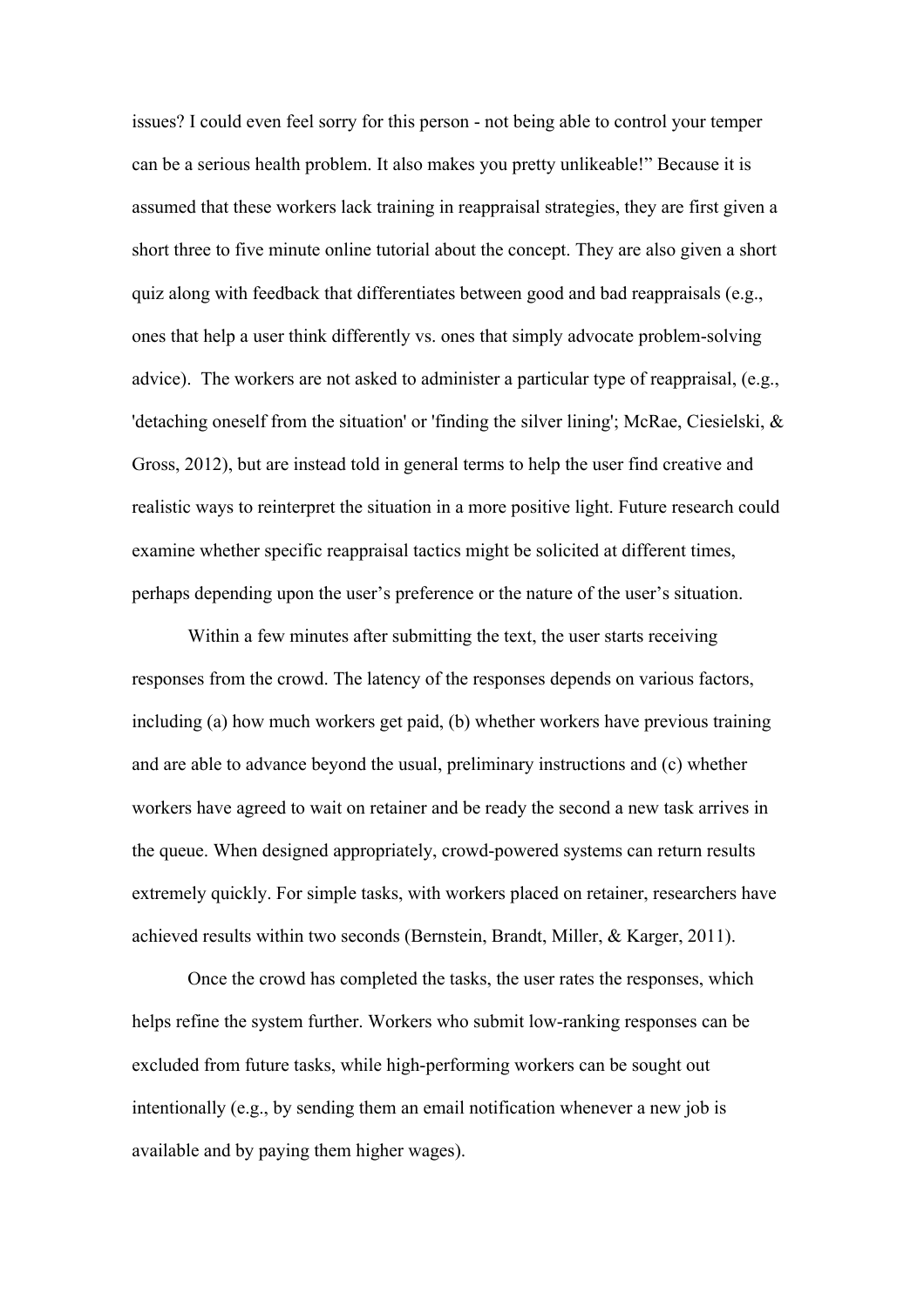issues? I could even feel sorry for this person - not being able to control your temper can be a serious health problem. It also makes you pretty unlikeable!" Because it is assumed that these workers lack training in reappraisal strategies, they are first given a short three to five minute online tutorial about the concept. They are also given a short quiz along with feedback that differentiates between good and bad reappraisals (e.g., ones that help a user think differently vs. ones that simply advocate problem-solving advice). The workers are not asked to administer a particular type of reappraisal, (e.g., 'detaching oneself from the situation' or 'finding the silver lining'; McRae, Ciesielski, & Gross, 2012), but are instead told in general terms to help the user find creative and realistic ways to reinterpret the situation in a more positive light. Future research could examine whether specific reappraisal tactics might be solicited at different times, perhaps depending upon the user's preference or the nature of the user's situation.

Within a few minutes after submitting the text, the user starts receiving responses from the crowd. The latency of the responses depends on various factors, including (a) how much workers get paid, (b) whether workers have previous training and are able to advance beyond the usual, preliminary instructions and (c) whether workers have agreed to wait on retainer and be ready the second a new task arrives in the queue. When designed appropriately, crowd-powered systems can return results extremely quickly. For simple tasks, with workers placed on retainer, researchers have achieved results within two seconds (Bernstein, Brandt, Miller, & Karger, 2011).

Once the crowd has completed the tasks, the user rates the responses, which helps refine the system further. Workers who submit low-ranking responses can be excluded from future tasks, while high-performing workers can be sought out intentionally (e.g., by sending them an email notification whenever a new job is available and by paying them higher wages).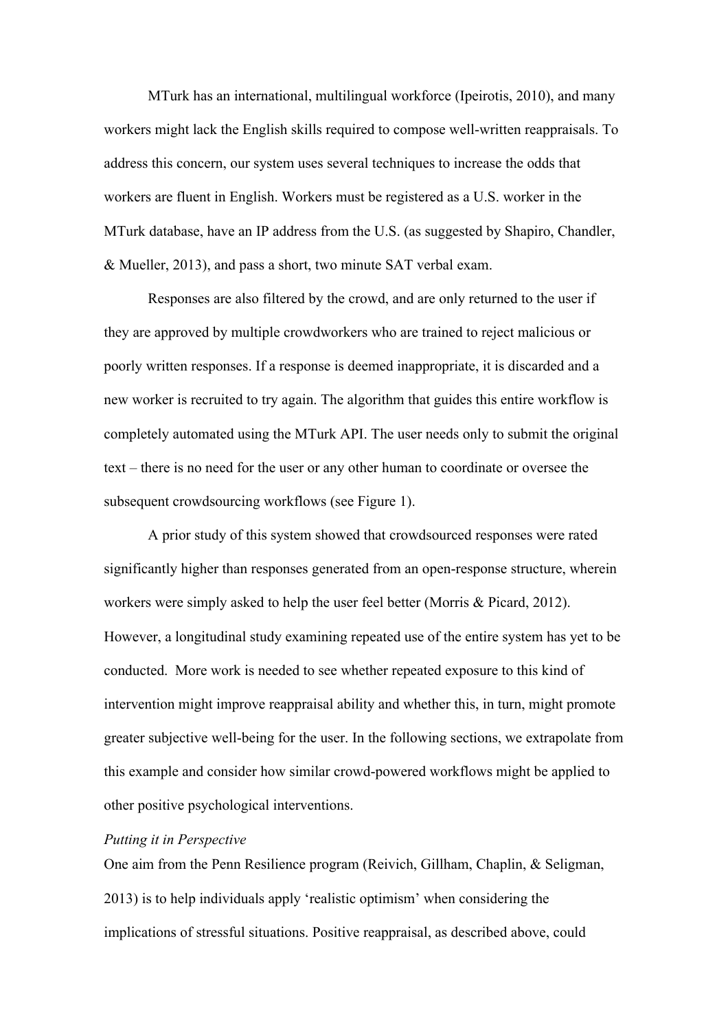MTurk has an international, multilingual workforce (Ipeirotis, 2010), and many workers might lack the English skills required to compose well-written reappraisals. To address this concern, our system uses several techniques to increase the odds that workers are fluent in English. Workers must be registered as a U.S. worker in the MTurk database, have an IP address from the U.S. (as suggested by Shapiro, Chandler, & Mueller, 2013), and pass a short, two minute SAT verbal exam.

Responses are also filtered by the crowd, and are only returned to the user if they are approved by multiple crowdworkers who are trained to reject malicious or poorly written responses. If a response is deemed inappropriate, it is discarded and a new worker is recruited to try again. The algorithm that guides this entire workflow is completely automated using the MTurk API. The user needs only to submit the original text – there is no need for the user or any other human to coordinate or oversee the subsequent crowdsourcing workflows (see Figure 1).

A prior study of this system showed that crowdsourced responses were rated significantly higher than responses generated from an open-response structure, wherein workers were simply asked to help the user feel better (Morris & Picard, 2012). However, a longitudinal study examining repeated use of the entire system has yet to be conducted. More work is needed to see whether repeated exposure to this kind of intervention might improve reappraisal ability and whether this, in turn, might promote greater subjective well-being for the user. In the following sections, we extrapolate from this example and consider how similar crowd-powered workflows might be applied to other positive psychological interventions.

*Putting it in Perspective*

One aim from the Penn Resilience program (Reivich, Gillham, Chaplin, & Seligman, 2013) is to help individuals apply 'realistic optimism' when considering the implications of stressful situations. Positive reappraisal, as described above, could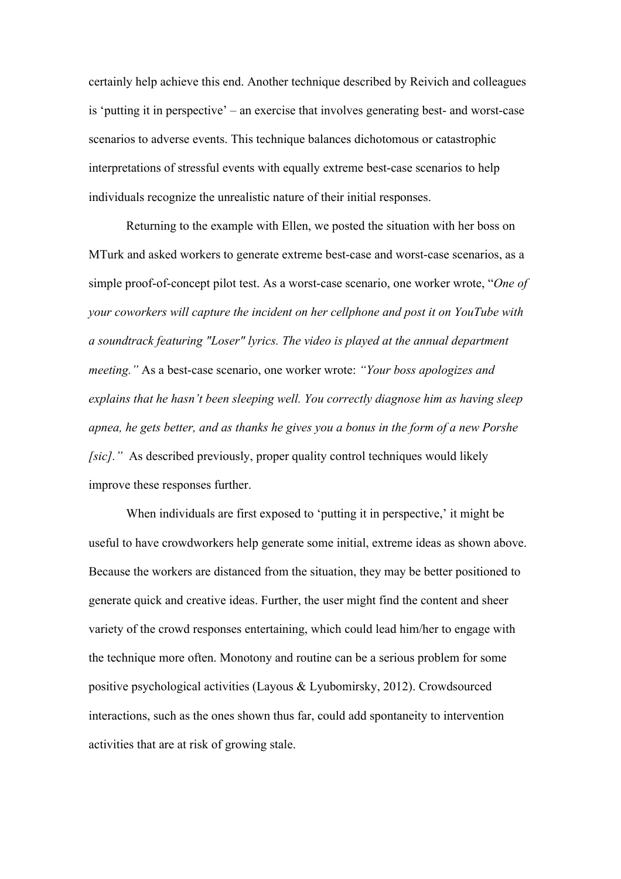certainly help achieve this end. Another technique described by Reivich and colleagues is 'putting it in perspective' – an exercise that involves generating best- and worst-case scenarios to adverse events. This technique balances dichotomous or catastrophic interpretations of stressful events with equally extreme best-case scenarios to help individuals recognize the unrealistic nature of their initial responses.

Returning to the example with Ellen, we posted the situation with her boss on MTurk and asked workers to generate extreme best-case and worst-case scenarios, as a simple proof-of-concept pilot test. As a worst-case scenario, one worker wrote, "*One of your coworkers will capture the incident on her cellphone and post it on YouTube with a soundtrack featuring "Loser" lyrics. The video is played at the annual department meeting.*" As a best-case scenario, one worker wrote: *"Your boss apologizes and explains that he hasn't been sleeping well. You correctly diagnose him as having sleep apnea, he gets better, and as thanks he gives you a bonus in the form of a new Porshe [sic]."* As described previously, proper quality control techniques would likely improve these responses further.

When individuals are first exposed to 'putting it in perspective,' it might be useful to have crowdworkers help generate some initial, extreme ideas as shown above. Because the workers are distanced from the situation, they may be better positioned to generate quick and creative ideas. Further, the user might find the content and sheer variety of the crowd responses entertaining, which could lead him/her to engage with the technique more often. Monotony and routine can be a serious problem for some positive psychological activities (Layous & Lyubomirsky, 2012). Crowdsourced interactions, such as the ones shown thus far, could add spontaneity to intervention activities that are at risk of growing stale.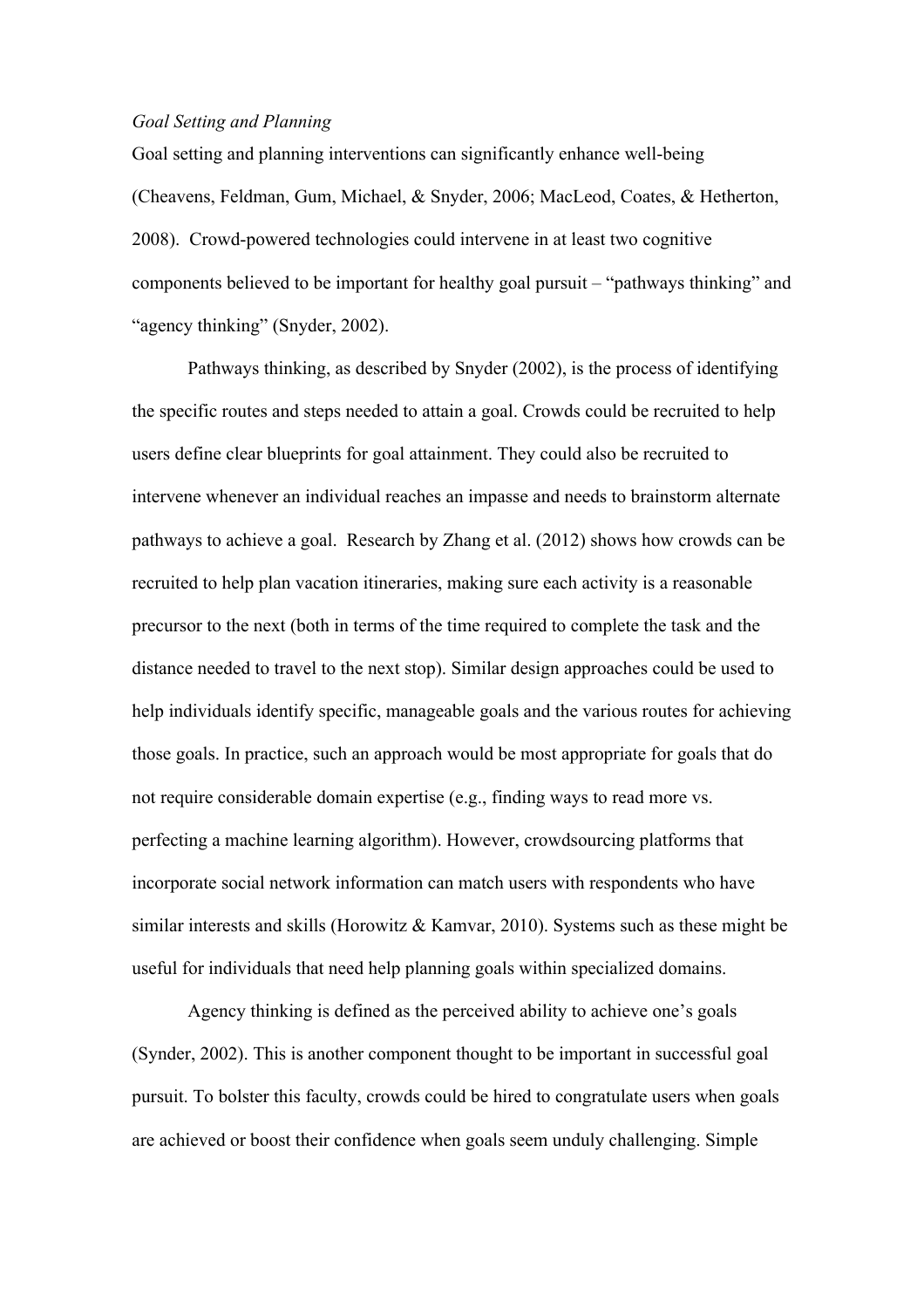*Goal Setting and Planning*

Goal setting and planning interventions can significantly enhance well-being (Cheavens, Feldman, Gum, Michael, & Snyder, 2006; MacLeod, Coates, & Hetherton, 2008). Crowd-powered technologies could intervene in at least two cognitive components believed to be important for healthy goal pursuit – "pathways thinking" and "agency thinking" (Snyder, 2002).

Pathways thinking, as described by Snyder (2002), is the process of identifying the specific routes and steps needed to attain a goal. Crowds could be recruited to help users define clear blueprints for goal attainment. They could also be recruited to intervene whenever an individual reaches an impasse and needs to brainstorm alternate pathways to achieve a goal. Research by Zhang et al. (2012) shows how crowds can be recruited to help plan vacation itineraries, making sure each activity is a reasonable precursor to the next (both in terms of the time required to complete the task and the distance needed to travel to the next stop). Similar design approaches could be used to help individuals identify specific, manageable goals and the various routes for achieving those goals. In practice, such an approach would be most appropriate for goals that do not require considerable domain expertise (e.g., finding ways to read more vs. perfecting a machine learning algorithm). However, crowdsourcing platforms that incorporate social network information can match users with respondents who have similar interests and skills (Horowitz & Kamvar, 2010). Systems such as these might be useful for individuals that need help planning goals within specialized domains.

Agency thinking is defined as the perceived ability to achieve one's goals (Synder, 2002). This is another component thought to be important in successful goal pursuit. To bolster this faculty, crowds could be hired to congratulate users when goals are achieved or boost their confidence when goals seem unduly challenging. Simple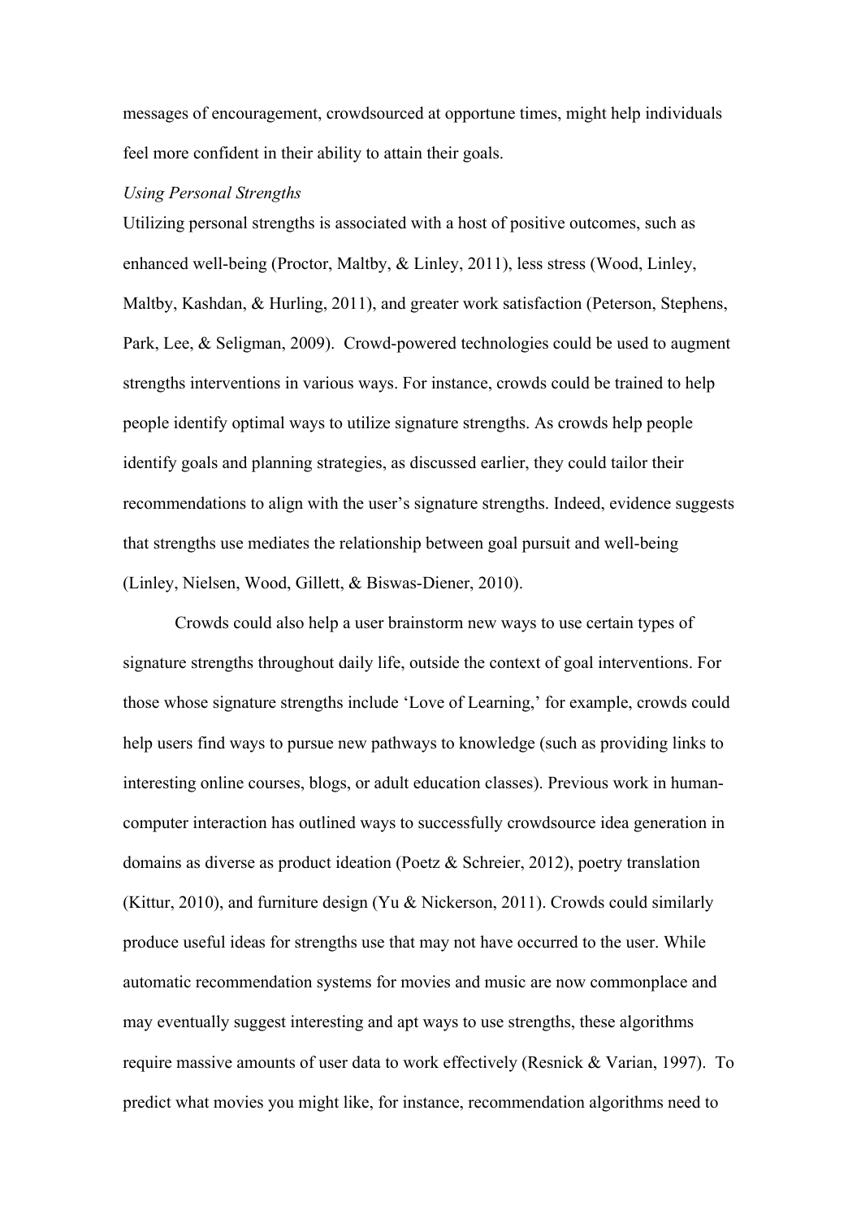messages of encouragement, crowdsourced at opportune times, might help individuals feel more confident in their ability to attain their goals.

*Using Personal Strengths*

Utilizing personal strengths is associated with a host of positive outcomes, such as enhanced well-being (Proctor, Maltby, & Linley, 2011), less stress (Wood, Linley, Maltby, Kashdan, & Hurling, 2011), and greater work satisfaction (Peterson, Stephens, Park, Lee, & Seligman, 2009). Crowd-powered technologies could be used to augment strengths interventions in various ways. For instance, crowds could be trained to help people identify optimal ways to utilize signature strengths. As crowds help people identify goals and planning strategies, as discussed earlier, they could tailor their recommendations to align with the user's signature strengths. Indeed, evidence suggests that strengths use mediates the relationship between goal pursuit and well-being (Linley, Nielsen, Wood, Gillett, & Biswas-Diener, 2010).

Crowds could also help a user brainstorm new ways to use certain types of signature strengths throughout daily life, outside the context of goal interventions. For those whose signature strengths include 'Love of Learning,' for example, crowds could help users find ways to pursue new pathways to knowledge (such as providing links to interesting online courses, blogs, or adult education classes). Previous work in human-computer interaction has outlined ways to successfully crowdsource idea generation in domains as diverse as product ideation (Poetz & Schreier, 2012), poetry translation (Kittur, 2010), and furniture design (Yu & Nickerson, 2011). Crowds could similarly produce useful ideas for strengths use that may not have occurred to the user. While automatic recommendation systems for movies and music are now commonplace and may eventually suggest interesting and apt ways to use strengths, these algorithms require massive amounts of user data to work effectively (Resnick & Varian, 1997). To predict what movies you might like, for instance, recommendation algorithms need to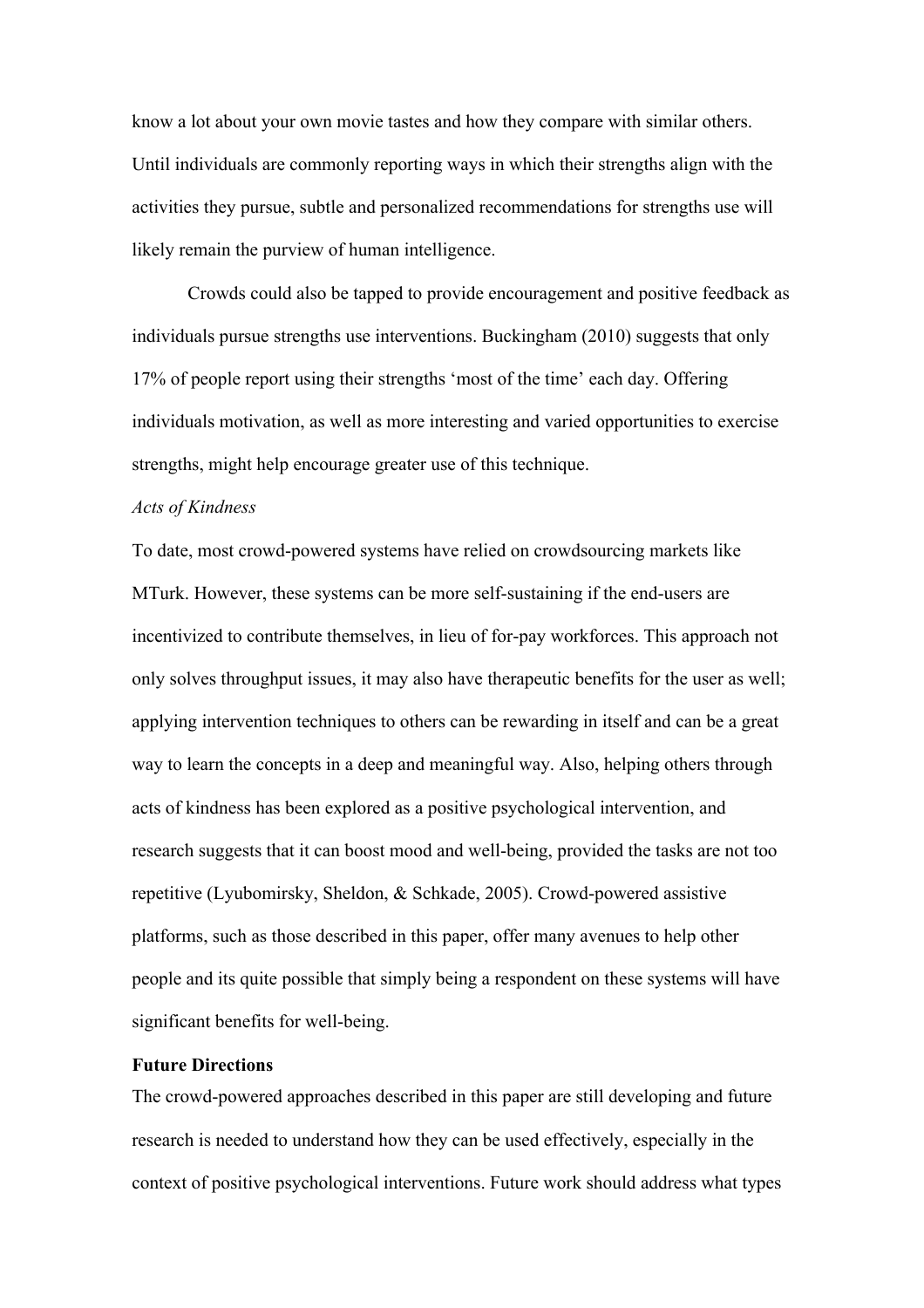know a lot about your own movie tastes and how they compare with similar others. Until individuals are commonly reporting ways in which their strengths align with the activities they pursue, subtle and personalized recommendations for strengths use will likely remain the purview of human intelligence.

Crowds could also be tapped to provide encouragement and positive feedback as individuals pursue strengths use interventions. Buckingham (2010) suggests that only 17% of people report using their strengths 'most of the time' each day. Offering individuals motivation, as well as more interesting and varied opportunities to exercise strengths, might help encourage greater use of this technique.

*Acts of Kindness*

To date, most crowd-powered systems have relied on crowdsourcing markets like MTurk. However, these systems can be more self-sustaining if the end-users are incentivized to contribute themselves, in lieu of for-pay workforces. This approach not only solves throughput issues, it may also have therapeutic benefits for the user as well; applying intervention techniques to others can be rewarding in itself and can be a great way to learn the concepts in a deep and meaningful way. Also, helping others through acts of kindness has been explored as a positive psychological intervention, and research suggests that it can boost mood and well-being, provided the tasks are not too repetitive (Lyubomirsky, Sheldon, & Schkade, 2005). Crowd-powered assistive platforms, such as those described in this paper, offer many avenues to help other people and its quite possible that simply being a respondent on these systems will have significant benefits for well-being.

**Future Directions**

The crowd-powered approaches described in this paper are still developing and future research is needed to understand how they can be used effectively, especially in the context of positive psychological interventions. Future work should address what types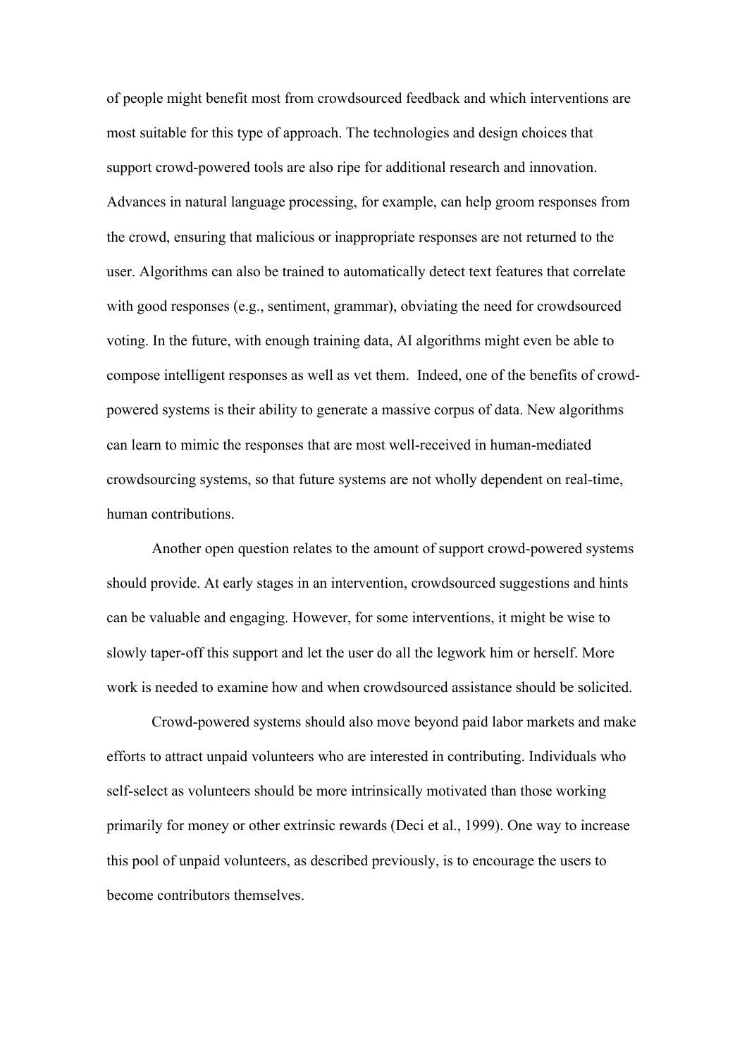of people might benefit most from crowdsourced feedback and which interventions are most suitable for this type of approach. The technologies and design choices that support crowd-powered tools are also ripe for additional research and innovation. Advances in natural language processing, for example, can help groom responses from the crowd, ensuring that malicious or inappropriate responses are not returned to the user. Algorithms can also be trained to automatically detect text features that correlate with good responses (e.g., sentiment, grammar), obviating the need for crowdsourced voting. In the future, with enough training data, AI algorithms might even be able to compose intelligent responses as well as vet them. Indeed, one of the benefits of crowd-powered systems is their ability to generate a massive corpus of data. New algorithms can learn to mimic the responses that are most well-received in human-mediated crowdsourcing systems, so that future systems are not wholly dependent on real-time, human contributions.

Another open question relates to the amount of support crowd-powered systems should provide. At early stages in an intervention, crowdsourced suggestions and hints can be valuable and engaging. However, for some interventions, it might be wise to slowly taper-off this support and let the user do all the legwork him or herself. More work is needed to examine how and when crowdsourced assistance should be solicited.

Crowd-powered systems should also move beyond paid labor markets and make efforts to attract unpaid volunteers who are interested in contributing. Individuals who self-select as volunteers should be more intrinsically motivated than those working primarily for money or other extrinsic rewards (Deci et al., 1999). One way to increase this pool of unpaid volunteers, as described previously, is to encourage the users to become contributors themselves.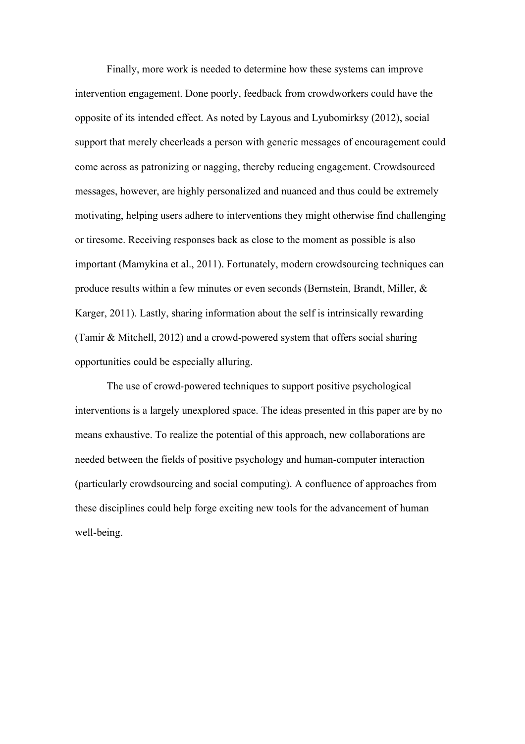Finally, more work is needed to determine how these systems can improve intervention engagement. Done poorly, feedback from crowdworkers could have the opposite of its intended effect. As noted by Layous and Lyubomirksy (2012), social support that merely cheerleads a person with generic messages of encouragement could come across as patronizing or nagging, thereby reducing engagement. Crowdsourced messages, however, are highly personalized and nuanced and thus could be extremely motivating, helping users adhere to interventions they might otherwise find challenging or tiresome. Receiving responses back as close to the moment as possible is also important (Mamykina et al., 2011). Fortunately, modern crowdsourcing techniques can produce results within a few minutes or even seconds (Bernstein, Brandt, Miller, & Karger, 2011). Lastly, sharing information about the self is intrinsically rewarding (Tamir & Mitchell, 2012) and a crowd-powered system that offers social sharing opportunities could be especially alluring.

The use of crowd-powered techniques to support positive psychological interventions is a largely unexplored space. The ideas presented in this paper are by no means exhaustive. To realize the potential of this approach, new collaborations are needed between the fields of positive psychology and human-computer interaction (particularly crowdsourcing and social computing). A confluence of approaches from these disciplines could help forge exciting new tools for the advancement of human well-being.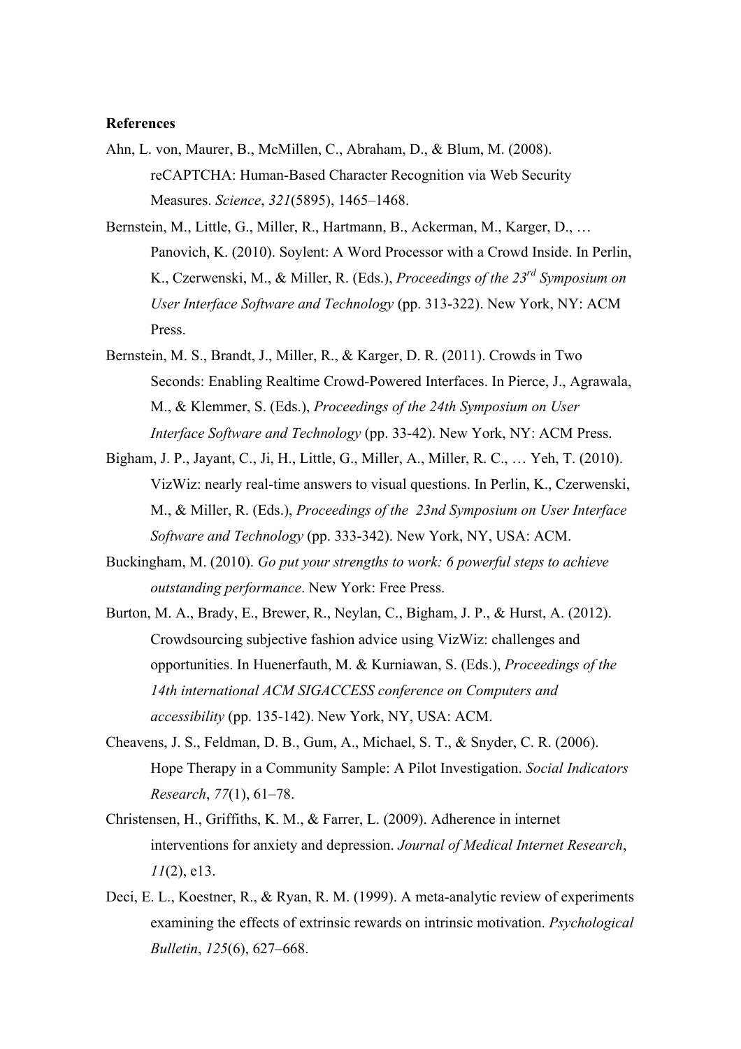**References**

Ahn, L. von, Maurer, B., McMillen, C., Abraham, D., & Blum, M. (2008). reCAPTCHA: Human-Based Character Recognition via Web Security Measures. *Science*, *321*(5895), 1465–1468.

Bernstein, M., Little, G., Miller, R., Hartmann, B., Ackerman, M., Karger, D., … Panovich, K. (2010). Soylent: A Word Processor with a Crowd Inside. In Perlin, K., Czerwenski, M., & Miller, R. (Eds.), *Proceedings of the 23rd Symposium on User Interface Software and Technology* (pp. 313-322). New York, NY: ACM Press.

Bernstein, M. S., Brandt, J., Miller, R., & Karger, D. R. (2011). Crowds in Two Seconds: Enabling Realtime Crowd-Powered Interfaces. In Pierce, J., Agrawala, M., & Klemmer, S. (Eds.), *Proceedings of the 24th Symposium on User Interface Software and Technology* (pp. 33-42). New York, NY: ACM Press.

Bigham, J. P., Jayant, C., Ji, H., Little, G., Miller, A., Miller, R. C., … Yeh, T. (2010). VizWiz: nearly real-time answers to visual questions. In Perlin, K., Czerwenski, M., & Miller, R. (Eds.), *Proceedings of the 23nd Symposium on User Interface Software and Technology* (pp. 333-342). New York, NY, USA: ACM.

Buckingham, M. (2010). *Go put your strengths to work: 6 powerful steps to achieve outstanding performance*. New York: Free Press.

Burton, M. A., Brady, E., Brewer, R., Neylan, C., Bigham, J. P., & Hurst, A. (2012). Crowdsourcing subjective fashion advice using VizWiz: challenges and opportunities. In Huenerfauth, M. & Kurniawan, S. (Eds.), *Proceedings of the 14th international ACM SIGACCESS conference on Computers and accessibility* (pp. 135-142). New York, NY, USA: ACM.

Cheavens, J. S., Feldman, D. B., Gum, A., Michael, S. T., & Snyder, C. R. (2006). Hope Therapy in a Community Sample: A Pilot Investigation. *Social Indicators Research*, *77*(1), 61–78.

Christensen, H., Griffiths, K. M., & Farrer, L. (2009). Adherence in internet interventions for anxiety and depression. *Journal of Medical Internet Research*, *11*(2), e13.

Deci, E. L., Koestner, R., & Ryan, R. M. (1999). A meta-analytic review of experiments examining the effects of extrinsic rewards on intrinsic motivation. *Psychological Bulletin*, *125*(6), 627–668.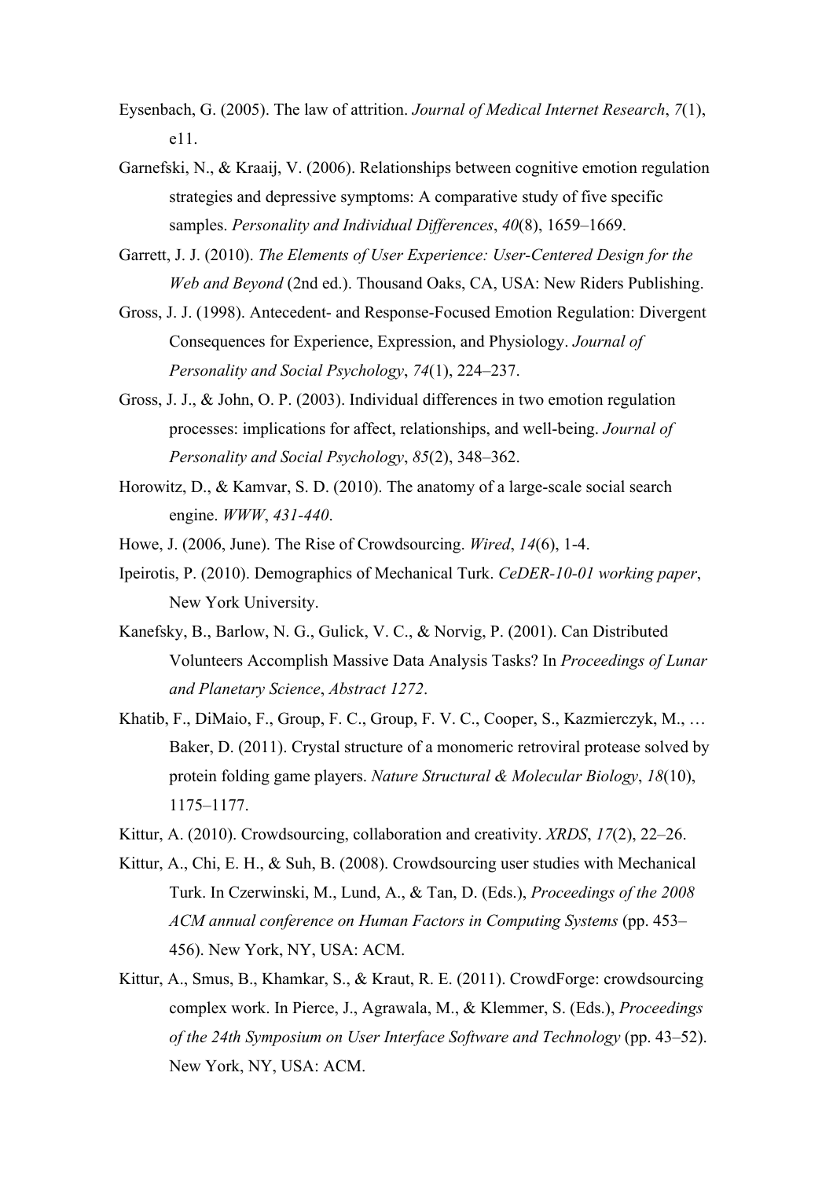Eysenbach, G. (2005). The law of attrition. *Journal of Medical Internet Research*, *7*(1), e11.

Garnefski, N., & Kraaij, V. (2006). Relationships between cognitive emotion regulation strategies and depressive symptoms: A comparative study of five specific samples. *Personality and Individual Differences*, *40*(8), 1659–1669.

Garrett, J. J. (2010). *The Elements of User Experience: User-Centered Design for the Web and Beyond* (2nd ed.). Thousand Oaks, CA, USA: New Riders Publishing.

Gross, J. J. (1998). Antecedent- and Response-Focused Emotion Regulation: Divergent Consequences for Experience, Expression, and Physiology. *Journal of Personality and Social Psychology*, *74*(1), 224–237.

Gross, J. J., & John, O. P. (2003). Individual differences in two emotion regulation processes: implications for affect, relationships, and well-being. *Journal of Personality and Social Psychology*, *85*(2), 348–362.

Horowitz, D., & Kamvar, S. D. (2010). The anatomy of a large-scale social search engine. *WWW*, *431-440*.

Howe, J. (2006, June). The Rise of Crowdsourcing. *Wired*, *14*(6), 1-4.

Ipeirotis, P. (2010). Demographics of Mechanical Turk. *CeDER-10-01 working paper*, New York University.

Kanefsky, B., Barlow, N. G., Gulick, V. C., & Norvig, P. (2001). Can Distributed Volunteers Accomplish Massive Data Analysis Tasks? In *Proceedings of Lunar and Planetary Science*, *Abstract 1272*.

Khatib, F., DiMaio, F., Group, F. C., Group, F. V. C., Cooper, S., Kazmierczyk, M., … Baker, D. (2011). Crystal structure of a monomeric retroviral protease solved by protein folding game players. *Nature Structural & Molecular Biology*, *18*(10), 1175–1177.

Kittur, A. (2010). Crowdsourcing, collaboration and creativity. *XRDS*, *17*(2), 22–26.

Kittur, A., Chi, E. H., & Suh, B. (2008). Crowdsourcing user studies with Mechanical Turk. In Czerwinski, M., Lund, A., & Tan, D. (Eds.), *Proceedings of the 2008 ACM annual conference on Human Factors in Computing Systems* (pp. 453–456). New York, NY, USA: ACM.

Kittur, A., Smus, B., Khamkar, S., & Kraut, R. E. (2011). CrowdForge: crowdsourcing complex work. In Pierce, J., Agrawala, M., & Klemmer, S. (Eds.), *Proceedings of the 24th Symposium on User Interface Software and Technology* (pp. 43–52). New York, NY, USA: ACM.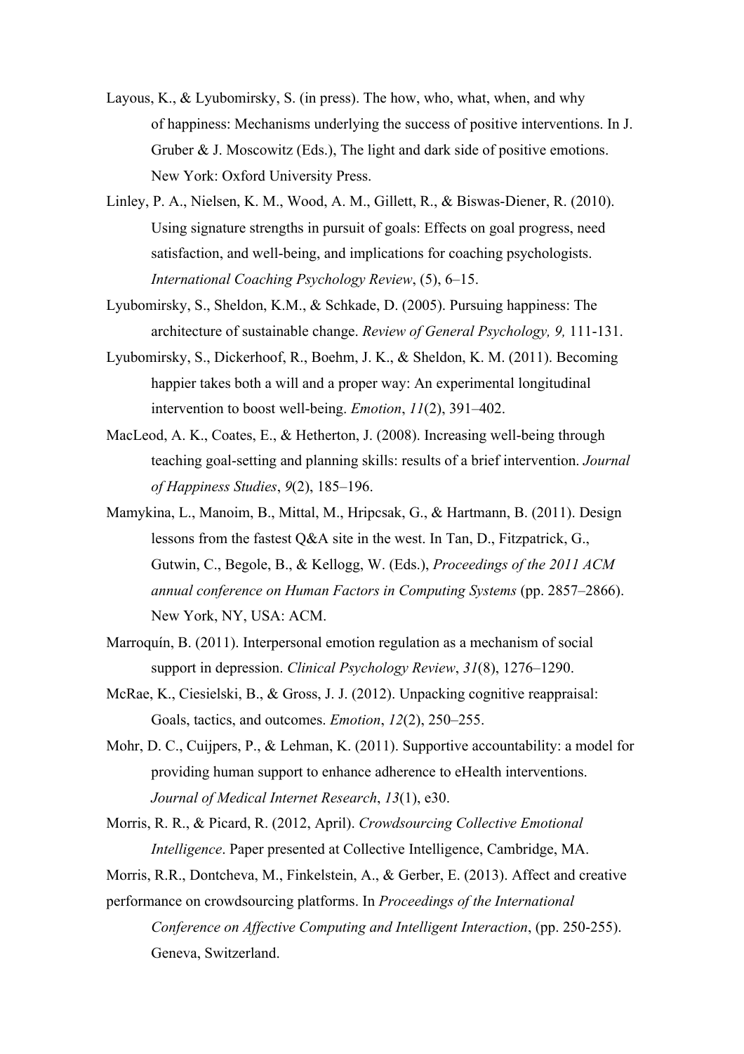Layous, K., & Lyubomirsky, S. (in press). The how, who, what, when, and why of happiness: Mechanisms underlying the success of positive interventions. In J. Gruber & J. Moscowitz (Eds.), The light and dark side of positive emotions. New York: Oxford University Press.

Linley, P. A., Nielsen, K. M., Wood, A. M., Gillett, R., & Biswas-Diener, R. (2010). Using signature strengths in pursuit of goals: Effects on goal progress, need satisfaction, and well-being, and implications for coaching psychologists. *International Coaching Psychology Review*, (5), 6–15.

Lyubomirsky, S., Sheldon, K.M., & Schkade, D. (2005). Pursuing happiness: The architecture of sustainable change. *Review of General Psychology, 9,* 111-131.

Lyubomirsky, S., Dickerhoof, R., Boehm, J. K., & Sheldon, K. M. (2011). Becoming happier takes both a will and a proper way: An experimental longitudinal intervention to boost well-being. *Emotion*, *11*(2), 391–402.

MacLeod, A. K., Coates, E., & Hetherton, J. (2008). Increasing well-being through teaching goal-setting and planning skills: results of a brief intervention. *Journal of Happiness Studies*, *9*(2), 185–196.

Mamykina, L., Manoim, B., Mittal, M., Hripcsak, G., & Hartmann, B. (2011). Design lessons from the fastest Q&A site in the west. In Tan, D., Fitzpatrick, G., Gutwin, C., Begole, B., & Kellogg, W. (Eds.), *Proceedings of the 2011 ACM annual conference on Human Factors in Computing Systems* (pp. 2857–2866). New York, NY, USA: ACM.

Marroquín, B. (2011). Interpersonal emotion regulation as a mechanism of social support in depression. *Clinical Psychology Review*, *31*(8), 1276–1290.

McRae, K., Ciesielski, B., & Gross, J. J. (2012). Unpacking cognitive reappraisal: Goals, tactics, and outcomes. *Emotion*, *12*(2), 250–255.

Mohr, D. C., Cuijpers, P., & Lehman, K. (2011). Supportive accountability: a model for providing human support to enhance adherence to eHealth interventions. *Journal of Medical Internet Research*, *13*(1), e30.

Morris, R. R., & Picard, R. (2012, April). *Crowdsourcing Collective Emotional Intelligence*. Paper presented at Collective Intelligence, Cambridge, MA.

Morris, R.R., Dontcheva, M., Finkelstein, A., & Gerber, E. (2013). Affect and creative performance on crowdsourcing platforms. In *Proceedings of the International Conference on Affective Computing and Intelligent Interaction*, (pp. 250-255). Geneva, Switzerland.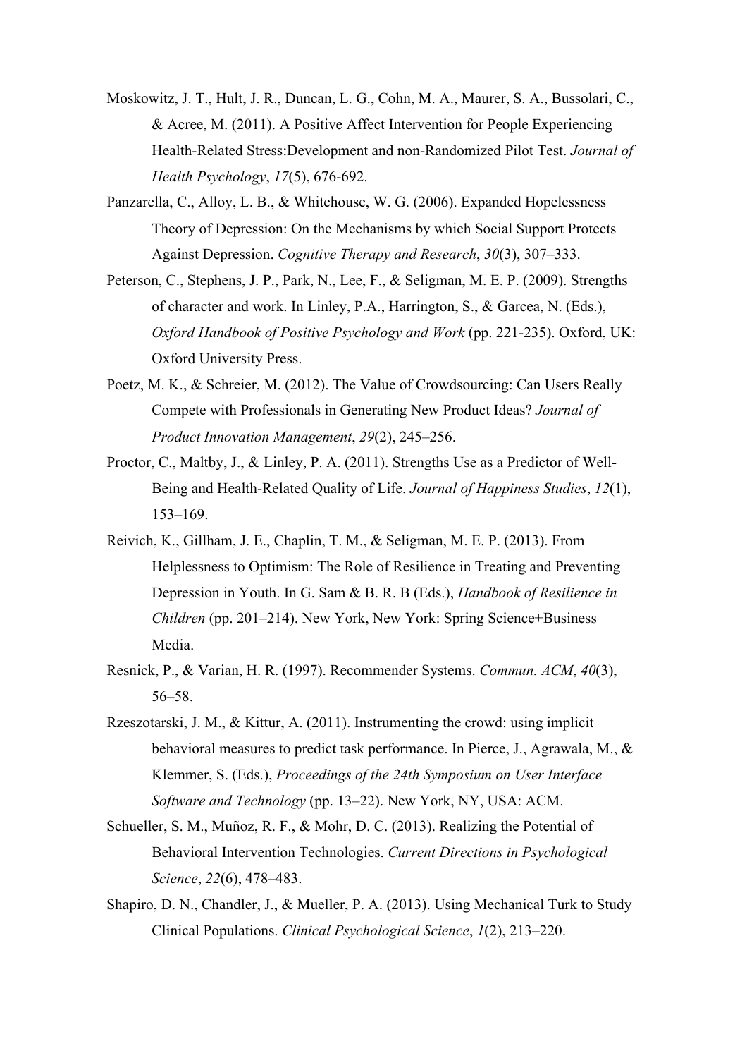Moskowitz, J. T., Hult, J. R., Duncan, L. G., Cohn, M. A., Maurer, S. A., Bussolari, C., & Acree, M. (2011). A Positive Affect Intervention for People Experiencing Health-Related Stress:Development and non-Randomized Pilot Test. *Journal of Health Psychology*, *17*(5), 676-692.

Panzarella, C., Alloy, L. B., & Whitehouse, W. G. (2006). Expanded Hopelessness Theory of Depression: On the Mechanisms by which Social Support Protects Against Depression. *Cognitive Therapy and Research*, *30*(3), 307–333.

Peterson, C., Stephens, J. P., Park, N., Lee, F., & Seligman, M. E. P. (2009). Strengths of character and work. In Linley, P.A., Harrington, S., & Garcea, N. (Eds.), *Oxford Handbook of Positive Psychology and Work* (pp. 221-235). Oxford, UK: Oxford University Press.

Poetz, M. K., & Schreier, M. (2012). The Value of Crowdsourcing: Can Users Really Compete with Professionals in Generating New Product Ideas? *Journal of Product Innovation Management*, *29*(2), 245–256.

Proctor, C., Maltby, J., & Linley, P. A. (2011). Strengths Use as a Predictor of Well-Being and Health-Related Quality of Life. *Journal of Happiness Studies*, *12*(1), 153–169.

Reivich, K., Gillham, J. E., Chaplin, T. M., & Seligman, M. E. P. (2013). From Helplessness to Optimism: The Role of Resilience in Treating and Preventing Depression in Youth. In G. Sam & B. R. B (Eds.), *Handbook of Resilience in Children* (pp. 201–214). New York, New York: Spring Science+Business Media.

Resnick, P., & Varian, H. R. (1997). Recommender Systems. *Commun. ACM*, *40*(3), 56–58.

Rzeszotarski, J. M., & Kittur, A. (2011). Instrumenting the crowd: using implicit behavioral measures to predict task performance. In Pierce, J., Agrawala, M., & Klemmer, S. (Eds.), *Proceedings of the 24th Symposium on User Interface Software and Technology* (pp. 13–22). New York, NY, USA: ACM.

Schueller, S. M., Muñoz, R. F., & Mohr, D. C. (2013). Realizing the Potential of Behavioral Intervention Technologies. *Current Directions in Psychological Science*, *22*(6), 478–483.

Shapiro, D. N., Chandler, J., & Mueller, P. A. (2013). Using Mechanical Turk to Study Clinical Populations. *Clinical Psychological Science*, *1*(2), 213–220.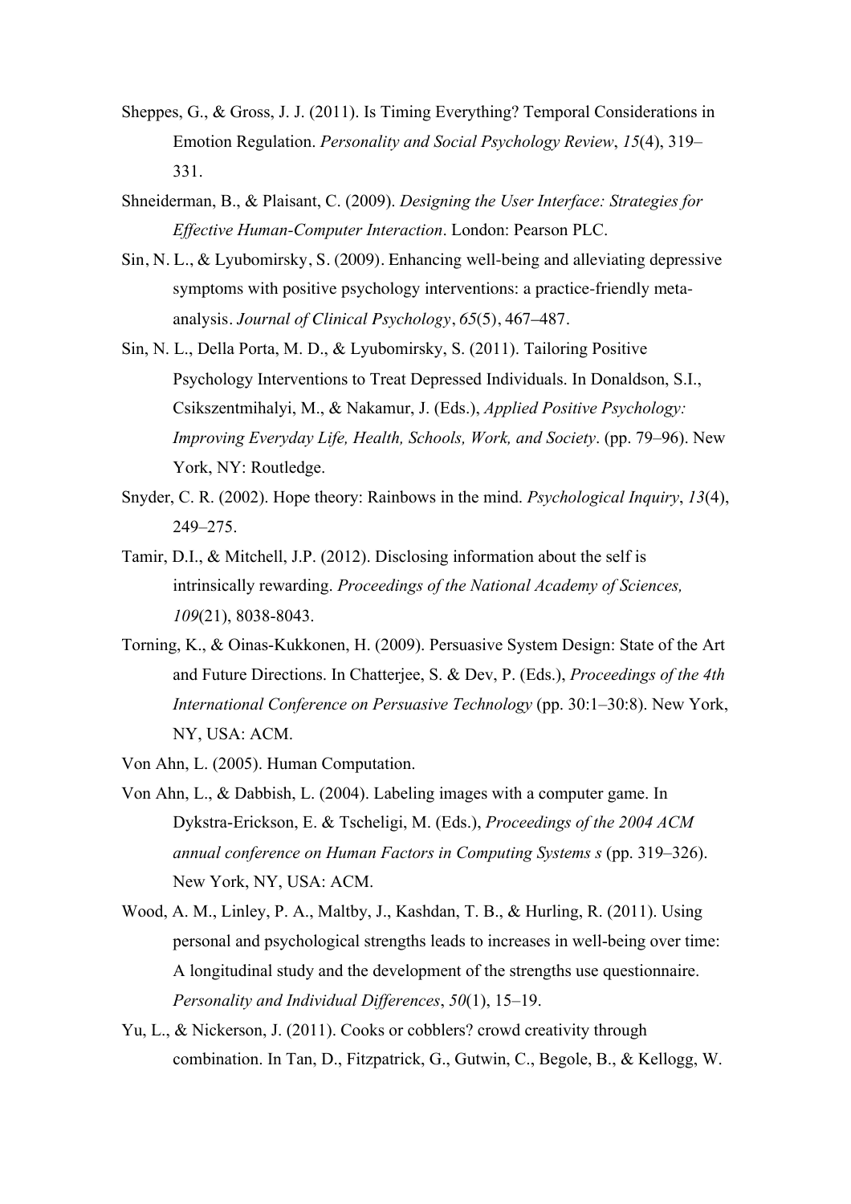Sheppes, G., & Gross, J. J. (2011). Is Timing Everything? Temporal Considerations in Emotion Regulation. *Personality and Social Psychology Review*, *15*(4), 319–331.

Shneiderman, B., & Plaisant, C. (2009). *Designing the User Interface: Strategies for Effective Human-Computer Interaction*. London: Pearson PLC.

Sin, N. L., & Lyubomirsky, S. (2009). Enhancing well-being and alleviating depressive symptoms with positive psychology interventions: a practice-friendly meta-analysis. *Journal of Clinical Psychology*, *65*(5), 467–487.

Sin, N. L., Della Porta, M. D., & Lyubomirsky, S. (2011). Tailoring Positive Psychology Interventions to Treat Depressed Individuals. In Donaldson, S.I., Csikszentmihalyi, M., & Nakamur, J. (Eds.), *Applied Positive Psychology: Improving Everyday Life, Health, Schools, Work, and Society*. (pp. 79–96). New York, NY: Routledge.

Snyder, C. R. (2002). Hope theory: Rainbows in the mind. *Psychological Inquiry*, *13*(4), 249–275.

Tamir, D.I., & Mitchell, J.P. (2012). Disclosing information about the self is intrinsically rewarding. *Proceedings of the National Academy of Sciences, 109*(21), 8038-8043.

Torning, K., & Oinas-Kukkonen, H. (2009). Persuasive System Design: State of the Art and Future Directions. In Chatterjee, S. & Dev, P. (Eds.), *Proceedings of the 4th International Conference on Persuasive Technology* (pp. 30:1–30:8). New York, NY, USA: ACM.

Von Ahn, L. (2005). Human Computation.

Von Ahn, L., & Dabbish, L. (2004). Labeling images with a computer game. In Dykstra-Erickson, E. & Tscheligi, M. (Eds.), *Proceedings of the 2004 ACM annual conference on Human Factors in Computing Systems s* (pp. 319–326). New York, NY, USA: ACM.

Wood, A. M., Linley, P. A., Maltby, J., Kashdan, T. B., & Hurling, R. (2011). Using personal and psychological strengths leads to increases in well-being over time: A longitudinal study and the development of the strengths use questionnaire. *Personality and Individual Differences*, *50*(1), 15–19.

Yu, L., & Nickerson, J. (2011). Cooks or cobblers? crowd creativity through combination. In Tan, D., Fitzpatrick, G., Gutwin, C., Begole, B., & Kellogg, W.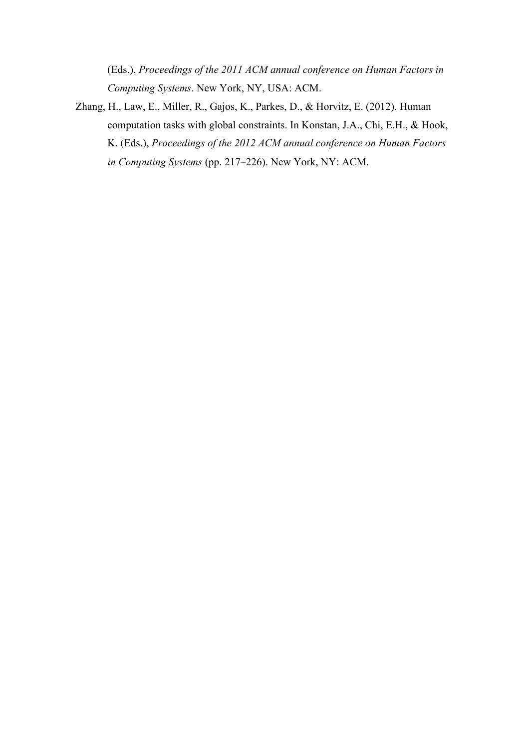(Eds.), *Proceedings of the 2011 ACM annual conference on Human Factors in Computing Systems*. New York, NY, USA: ACM.

Zhang, H., Law, E., Miller, R., Gajos, K., Parkes, D., & Horvitz, E. (2012). Human computation tasks with global constraints. In Konstan, J.A., Chi, E.H., & Hook, K. (Eds.), *Proceedings of the 2012 ACM annual conference on Human Factors in Computing Systems* (pp. 217–226). New York, NY: ACM.